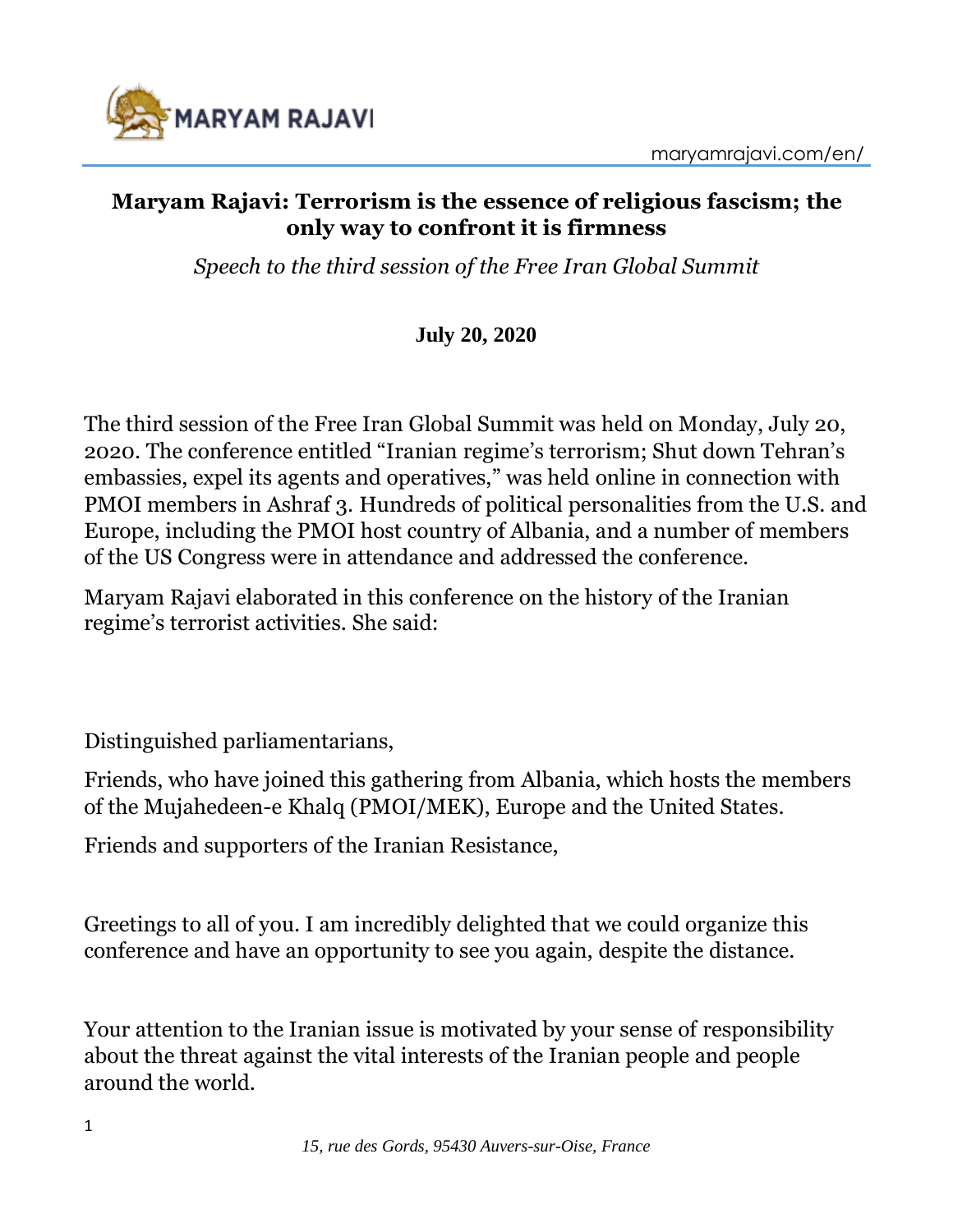# Maryam Rajavi: Terrorism is the essence of religious fascism; the only way to confront it is firmness

*Speech to the third session of the Free Iran Global Summit*

**July 20, 2020**

The third session of the Free Iran Global Summit was held on Monday, July 20, 2020. The conference entitled "Iranian regime's terrorism; Shut down Tehran's embassies, expel its agents and operatives," was held online in connection with PMOI members in Ashraf 3. Hundreds of political personalities from the U.S. and Europe, including the PMOI host country of Albania, and a number of members of the US Congress were in attendance and addressed the conference.

Maryam Rajavi elaborated in this conference on the history of the Iranian regime's terrorist activities. She said:

Distinguished parliamentarians,

Friends, who have joined this gathering from Albania, which hosts the members of the Mujahedeen-e Khalq (PMOI/MEK), Europe and the United States.

Friends and supporters of the Iranian Resistance,

Greetings to all of you. I am incredibly delighted that we could organize this conference and have an opportunity to see you again, despite the distance.

Your attention to the Iranian issue is motivated by your sense of responsibility about the threat against the vital interests of the Iranian people and people around the world.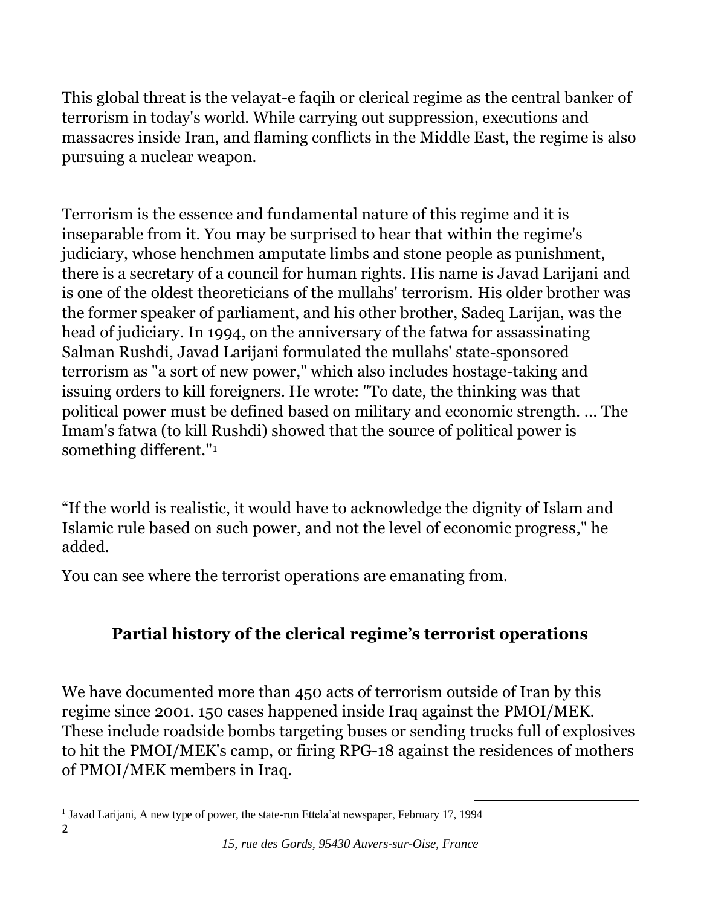This global threat is the velayat-e faqih or clerical regime as the central banker of terrorism in today's world. While carrying out suppression, executions and massacres inside Iran, and flaming conflicts in the Middle East, the regime is also pursuing a nuclear weapon.

Terrorism is the essence and fundamental nature of this regime and it is inseparable from it. You may be surprised to hear that within the regime's judiciary, whose henchmen amputate limbs and stone people as punishment, there is a secretary of a council for human rights. His name is Javad Larijani and is one of the oldest theoreticians of the mullahs' terrorism. His older brother was the former speaker of parliament, and his other brother, Sadeq Larijan, was the head of judiciary. In 1994, on the anniversary of the fatwa for assassinating Salman Rushdi, Javad Larijani formulated the mullahs' state-sponsored terrorism as "a sort of new power," which also includes hostage-taking and issuing orders to kill foreigners. He wrote: "To date, the thinking was that political power must be defined based on military and economic strength. ... The Imam's fatwa (to kill Rushdi) showed that the source of political power is something different."[1]

"If the world is realistic, it would have to acknowledge the dignity of Islam and Islamic rule based on such power, and not the level of economic progress," he added.

You can see where the terrorist operations are emanating from.

## Partial history of the clerical regime's terrorist operations

We have documented more than 450 acts of terrorism outside of Iran by this regime since 2001. 150 cases happened inside Iraq against the PMOI/MEK. These include roadside bombs targeting buses or sending trucks full of explosives to hit the PMOI/MEK's camp, or firing RPG-18 against the residences of mothers of PMOI/MEK members in Iraq.

[1] Javad Larijani, A new type of power, the state-run Ettela'at newspaper, February 17, 1994

*15, rue des Gords, 95430 Auvers-sur-Oise, France*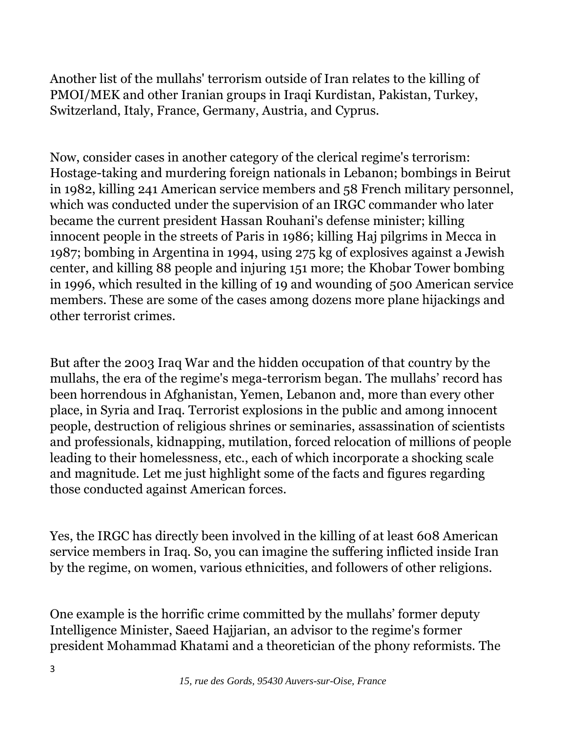Another list of the mullahs' terrorism outside of Iran relates to the killing of PMOI/MEK and other Iranian groups in Iraqi Kurdistan, Pakistan, Turkey, Switzerland, Italy, France, Germany, Austria, and Cyprus.

Now, consider cases in another category of the clerical regime's terrorism: Hostage-taking and murdering foreign nationals in Lebanon; bombings in Beirut in 1982, killing 241 American service members and 58 French military personnel, which was conducted under the supervision of an IRGC commander who later became the current president Hassan Rouhani's defense minister; killing innocent people in the streets of Paris in 1986; killing Haj pilgrims in Mecca in 1987; bombing in Argentina in 1994, using 275 kg of explosives against a Jewish center, and killing 88 people and injuring 151 more; the Khobar Tower bombing in 1996, which resulted in the killing of 19 and wounding of 500 American service members. These are some of the cases among dozens more plane hijackings and other terrorist crimes.

But after the 2003 Iraq War and the hidden occupation of that country by the mullahs, the era of the regime's mega-terrorism began. The mullahs' record has been horrendous in Afghanistan, Yemen, Lebanon and, more than every other place, in Syria and Iraq. Terrorist explosions in the public and among innocent people, destruction of religious shrines or seminaries, assassination of scientists and professionals, kidnapping, mutilation, forced relocation of millions of people leading to their homelessness, etc., each of which incorporate a shocking scale and magnitude. Let me just highlight some of the facts and figures regarding those conducted against American forces.

Yes, the IRGC has directly been involved in the killing of at least 608 American service members in Iraq. So, you can imagine the suffering inflicted inside Iran by the regime, on women, various ethnicities, and followers of other religions.

One example is the horrific crime committed by the mullahs' former deputy Intelligence Minister, Saeed Hajjarian, an advisor to the regime's former president Mohammad Khatami and a theoretician of the phony reformists. The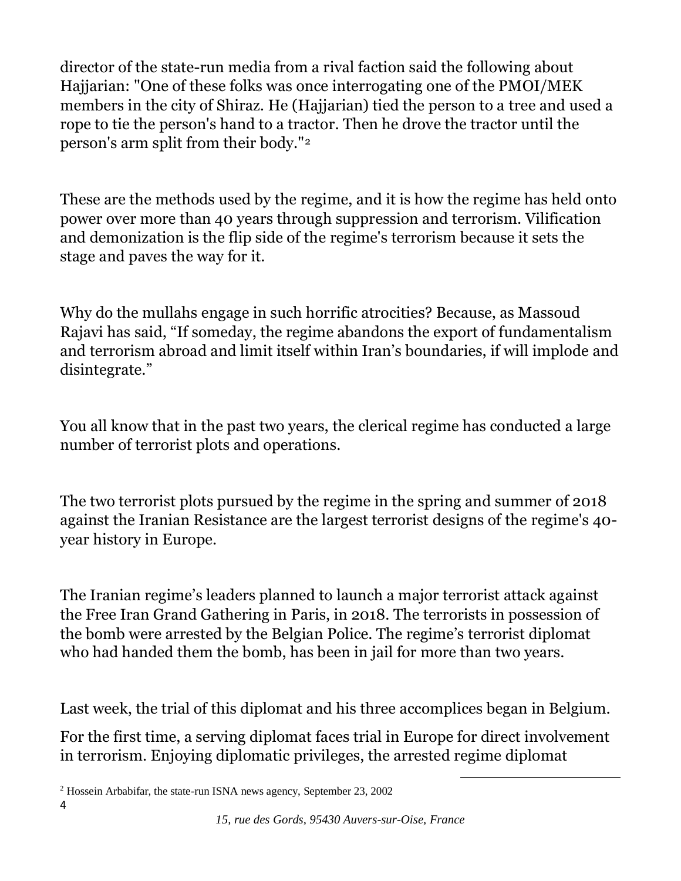director of the state-run media from a rival faction said the following about Hajjarian: "One of these folks was once interrogating one of the PMOI/MEK members in the city of Shiraz. He (Hajjarian) tied the person to a tree and used a rope to tie the person's hand to a tractor. Then he drove the tractor until the person's arm split from their body."[2]

These are the methods used by the regime, and it is how the regime has held onto power over more than 40 years through suppression and terrorism. Vilification and demonization is the flip side of the regime's terrorism because it sets the stage and paves the way for it.

Why do the mullahs engage in such horrific atrocities? Because, as Massoud Rajavi has said, “If someday, the regime abandons the export of fundamentalism and terrorism abroad and limit itself within Iran’s boundaries, if will implode and disintegrate.”

You all know that in the past two years, the clerical regime has conducted a large number of terrorist plots and operations.

The two terrorist plots pursued by the regime in the spring and summer of 2018 against the Iranian Resistance are the largest terrorist designs of the regime's 40-year history in Europe.

The Iranian regime’s leaders planned to launch a major terrorist attack against the Free Iran Grand Gathering in Paris, in 2018. The terrorists in possession of the bomb were arrested by the Belgian Police. The regime’s terrorist diplomat who had handed them the bomb, has been in jail for more than two years.

Last week, the trial of this diplomat and his three accomplices began in Belgium.

For the first time, a serving diplomat faces trial in Europe for direct involvement in terrorism. Enjoying diplomatic privileges, the arrested regime diplomat

---

[2] Hossein Arbabifar, the state-run ISNA news agency, September 23, 2002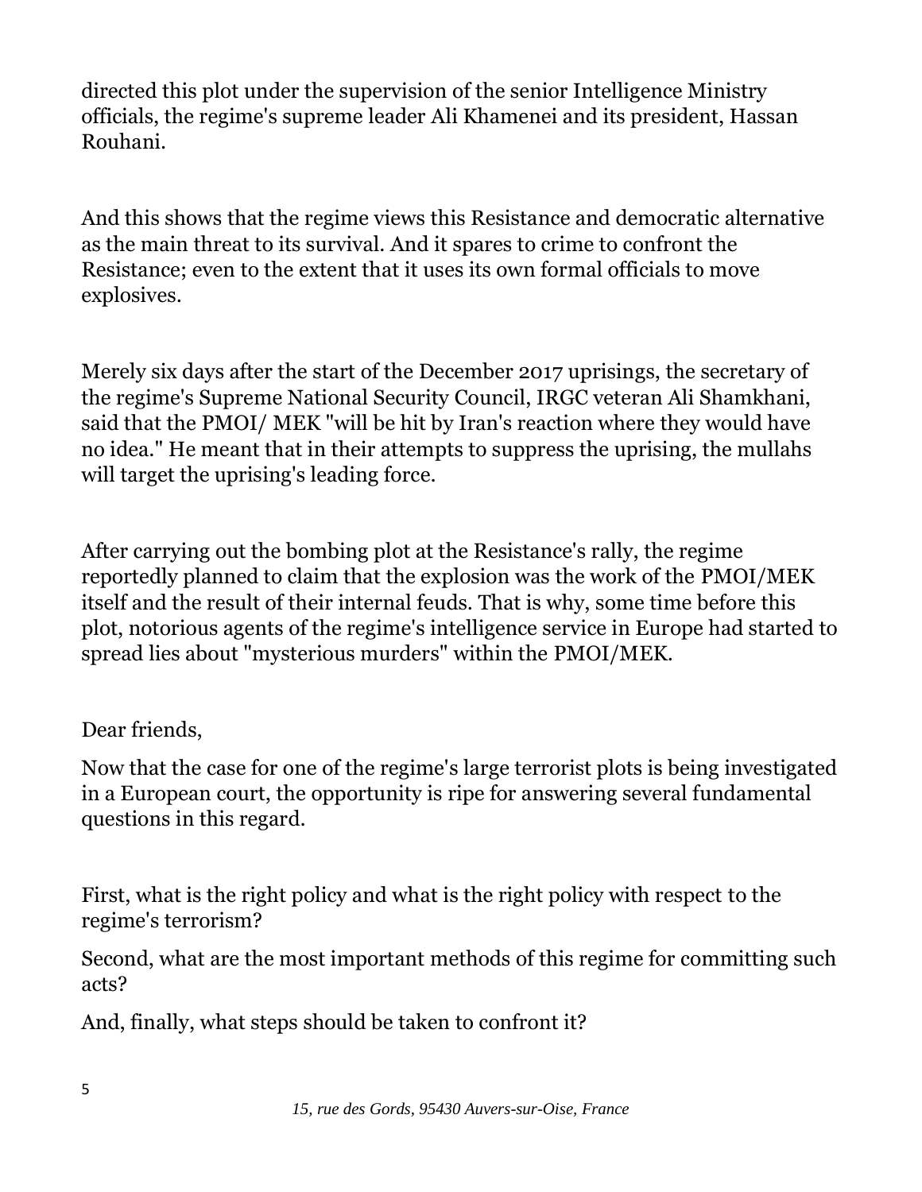directed this plot under the supervision of the senior Intelligence Ministry officials, the regime's supreme leader Ali Khamenei and its president, Hassan Rouhani.

And this shows that the regime views this Resistance and democratic alternative as the main threat to its survival. And it spares to crime to confront the Resistance; even to the extent that it uses its own formal officials to move explosives.

Merely six days after the start of the December 2017 uprisings, the secretary of the regime's Supreme National Security Council, IRGC veteran Ali Shamkhani, said that the PMOI/ MEK "will be hit by Iran's reaction where they would have no idea." He meant that in their attempts to suppress the uprising, the mullahs will target the uprising's leading force.

After carrying out the bombing plot at the Resistance's rally, the regime reportedly planned to claim that the explosion was the work of the PMOI/MEK itself and the result of their internal feuds. That is why, some time before this plot, notorious agents of the regime's intelligence service in Europe had started to spread lies about "mysterious murders" within the PMOI/MEK.

Dear friends,

Now that the case for one of the regime's large terrorist plots is being investigated in a European court, the opportunity is ripe for answering several fundamental questions in this regard.

First, what is the right policy and what is the right policy with respect to the regime's terrorism?

Second, what are the most important methods of this regime for committing such acts?

And, finally, what steps should be taken to confront it?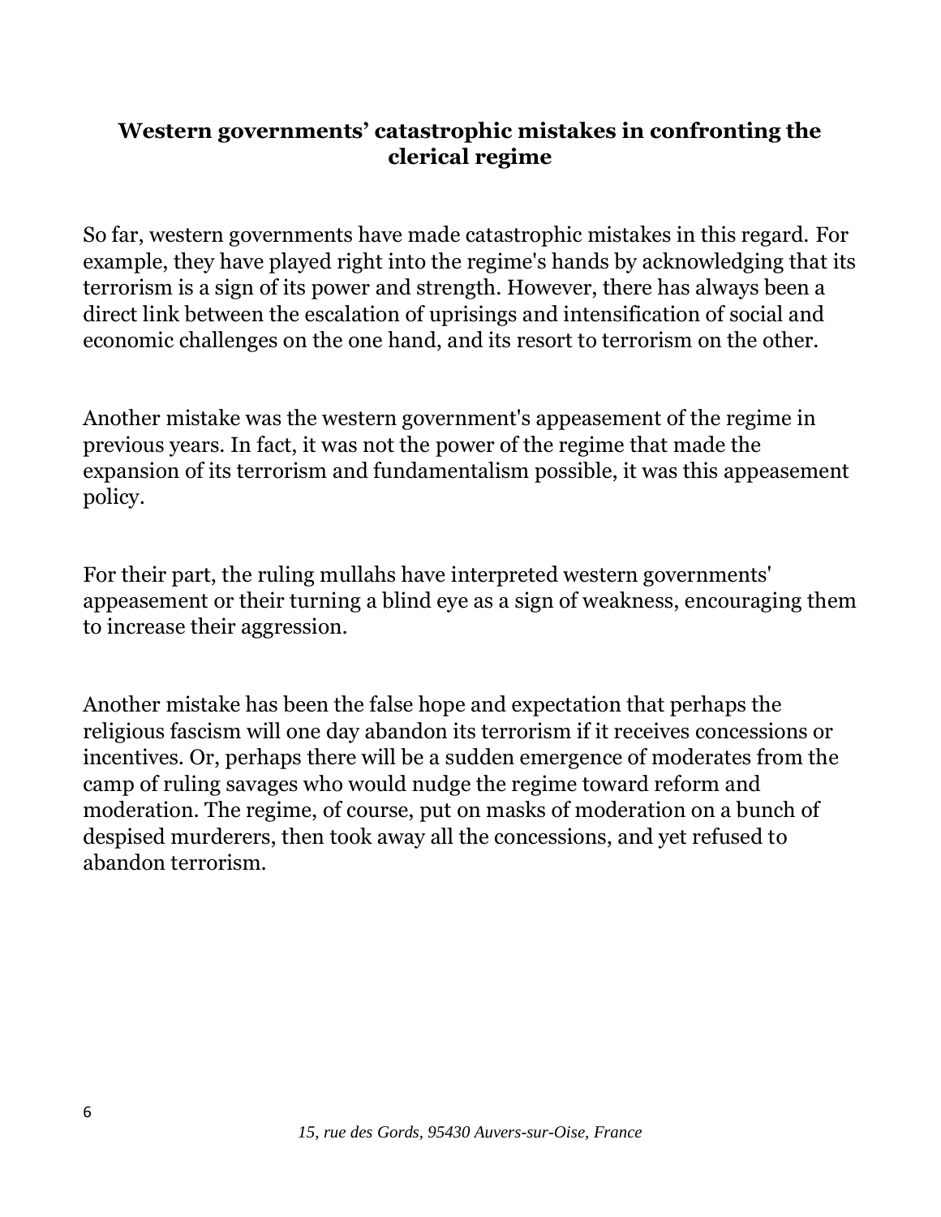## Western governments' catastrophic mistakes in confronting the clerical regime

So far, western governments have made catastrophic mistakes in this regard. For example, they have played right into the regime's hands by acknowledging that its terrorism is a sign of its power and strength. However, there has always been a direct link between the escalation of uprisings and intensification of social and economic challenges on the one hand, and its resort to terrorism on the other.

Another mistake was the western government's appeasement of the regime in previous years. In fact, it was not the power of the regime that made the expansion of its terrorism and fundamentalism possible, it was this appeasement policy.

For their part, the ruling mullahs have interpreted western governments' appeasement or their turning a blind eye as a sign of weakness, encouraging them to increase their aggression.

Another mistake has been the false hope and expectation that perhaps the religious fascism will one day abandon its terrorism if it receives concessions or incentives. Or, perhaps there will be a sudden emergence of moderates from the camp of ruling savages who would nudge the regime toward reform and moderation. The regime, of course, put on masks of moderation on a bunch of despised murderers, then took away all the concessions, and yet refused to abandon terrorism.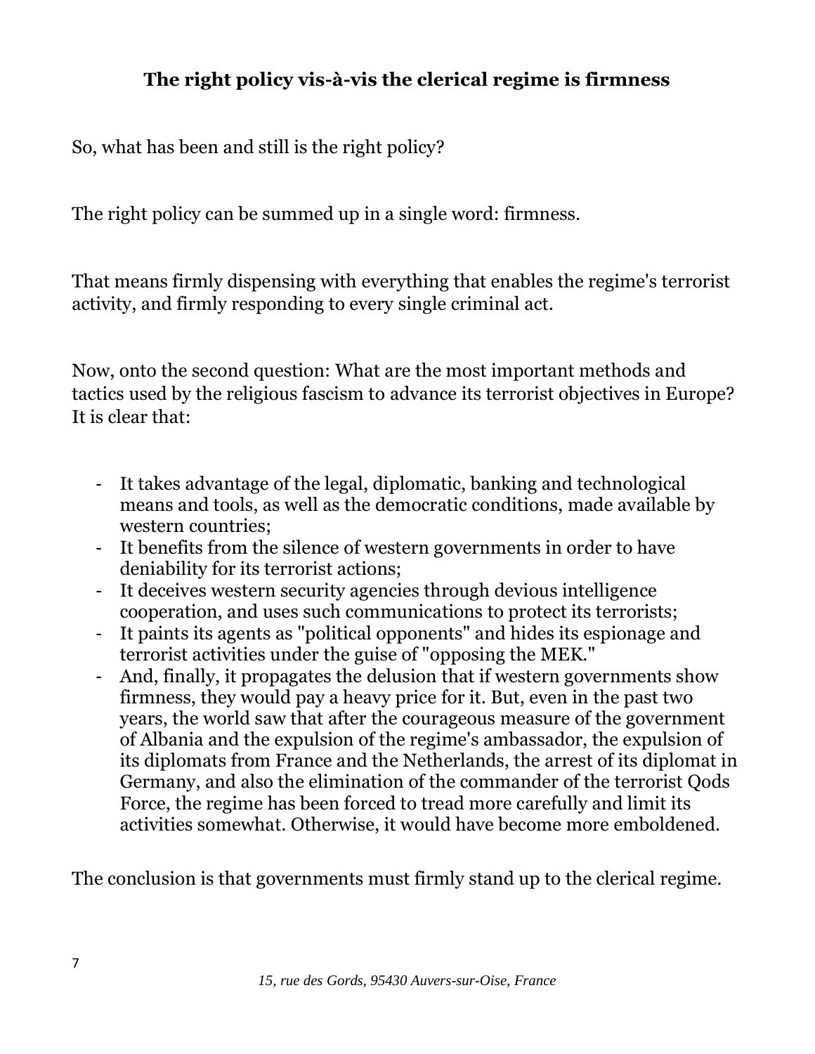## The right policy vis-à-vis the clerical regime is firmness

So, what has been and still is the right policy?

The right policy can be summed up in a single word: firmness.

That means firmly dispensing with everything that enables the regime's terrorist activity, and firmly responding to every single criminal act.

Now, onto the second question: What are the most important methods and tactics used by the religious fascism to advance its terrorist objectives in Europe? It is clear that:

- It takes advantage of the legal, diplomatic, banking and technological means and tools, as well as the democratic conditions, made available by western countries;
- It benefits from the silence of western governments in order to have deniability for its terrorist actions;
- It deceives western security agencies through devious intelligence cooperation, and uses such communications to protect its terrorists;
- It paints its agents as "political opponents" and hides its espionage and terrorist activities under the guise of "opposing the MEK."
- And, finally, it propagates the delusion that if western governments show firmness, they would pay a heavy price for it. But, even in the past two years, the world saw that after the courageous measure of the government of Albania and the expulsion of the regime's ambassador, the expulsion of its diplomats from France and the Netherlands, the arrest of its diplomat in Germany, and also the elimination of the commander of the terrorist Qods Force, the regime has been forced to tread more carefully and limit its activities somewhat. Otherwise, it would have become more emboldened.

The conclusion is that governments must firmly stand up to the clerical regime.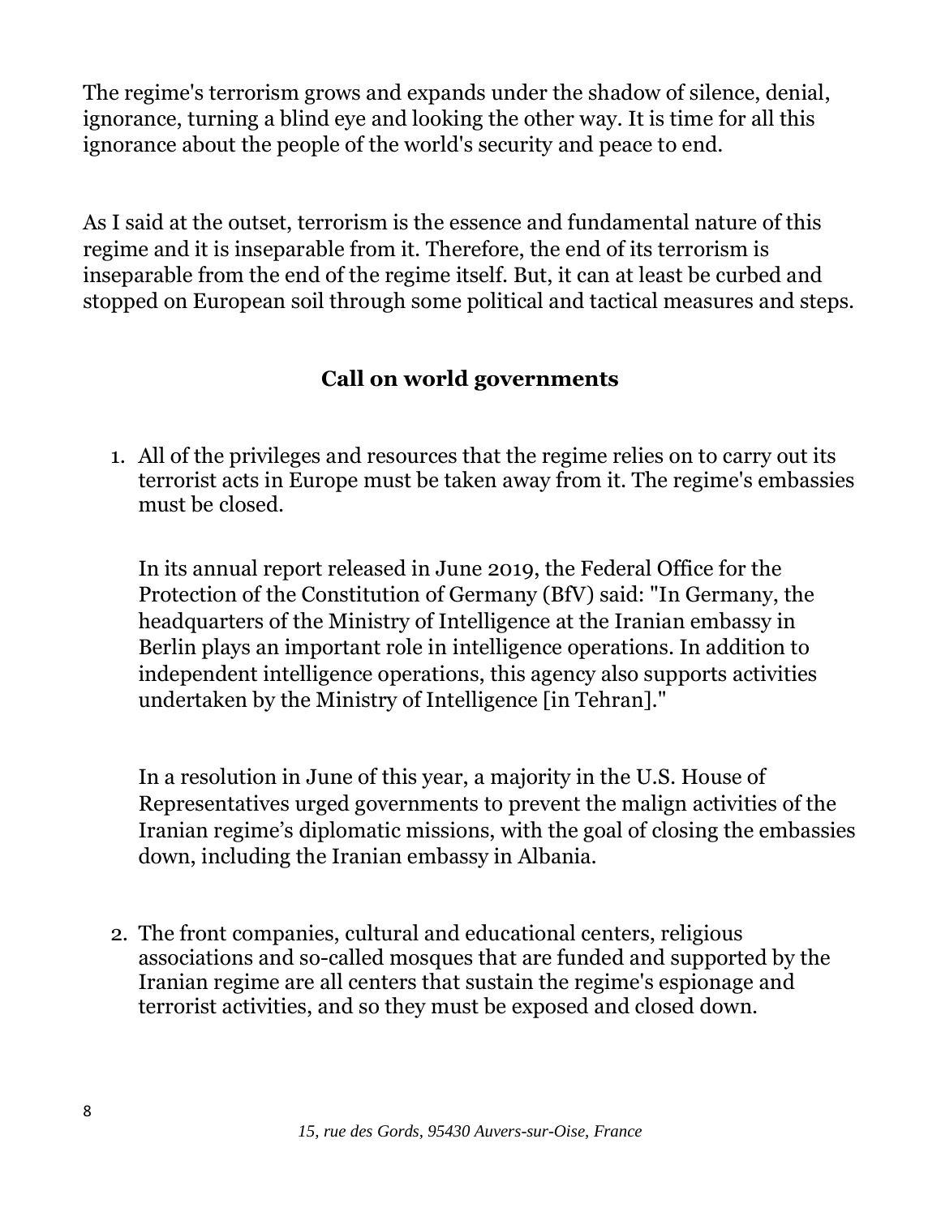The regime's terrorism grows and expands under the shadow of silence, denial, ignorance, turning a blind eye and looking the other way. It is time for all this ignorance about the people of the world's security and peace to end.

As I said at the outset, terrorism is the essence and fundamental nature of this regime and it is inseparable from it. Therefore, the end of its terrorism is inseparable from the end of the regime itself. But, it can at least be curbed and stopped on European soil through some political and tactical measures and steps.

## Call on world governments

1. All of the privileges and resources that the regime relies on to carry out its terrorist acts in Europe must be taken away from it. The regime's embassies must be closed.

   In its annual report released in June 2019, the Federal Office for the Protection of the Constitution of Germany (BfV) said: "In Germany, the headquarters of the Ministry of Intelligence at the Iranian embassy in Berlin plays an important role in intelligence operations. In addition to independent intelligence operations, this agency also supports activities undertaken by the Ministry of Intelligence [in Tehran]."

   In a resolution in June of this year, a majority in the U.S. House of Representatives urged governments to prevent the malign activities of the Iranian regime's diplomatic missions, with the goal of closing the embassies down, including the Iranian embassy in Albania.

2. The front companies, cultural and educational centers, religious associations and so-called mosques that are funded and supported by the Iranian regime are all centers that sustain the regime's espionage and terrorist activities, and so they must be exposed and closed down.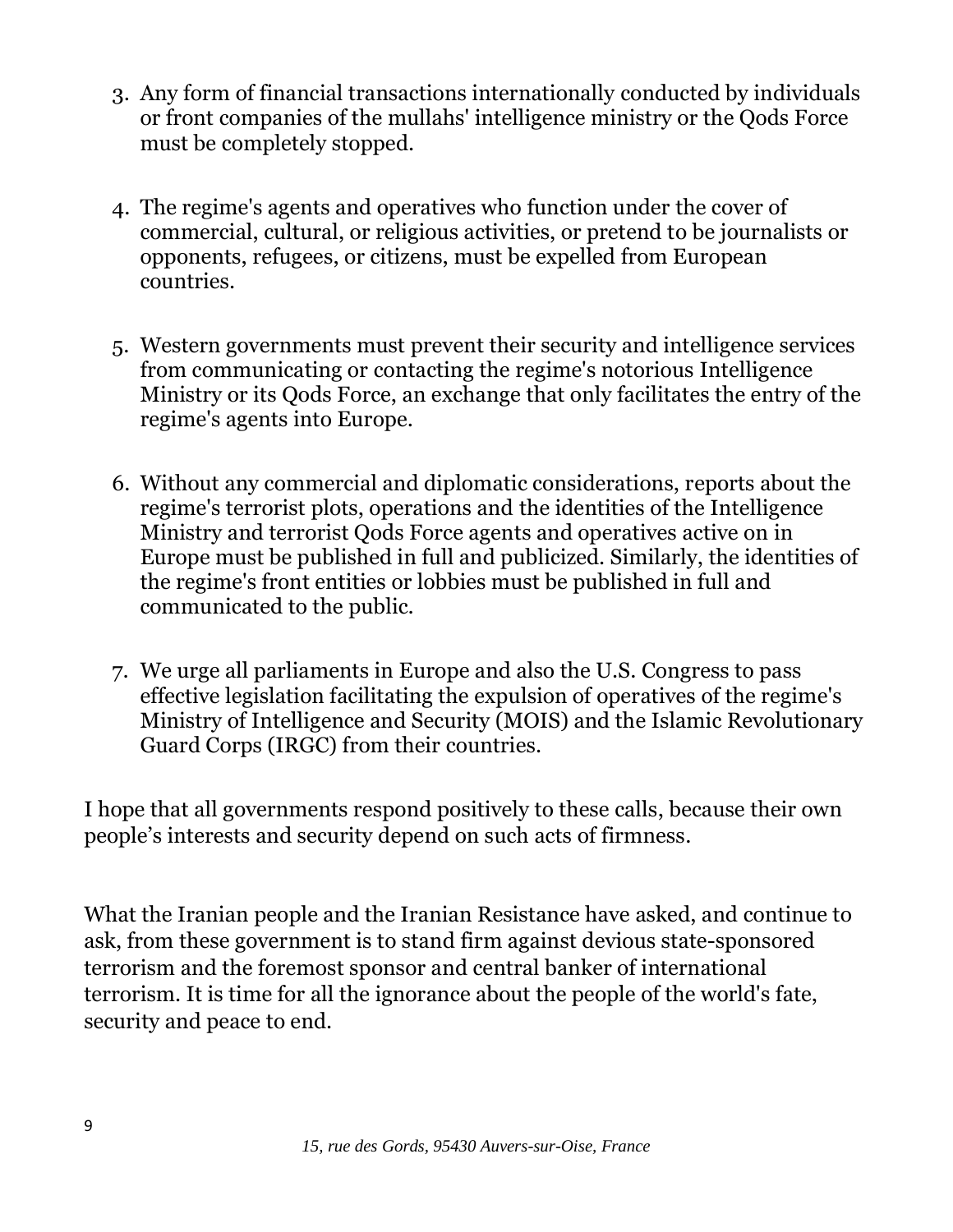3. Any form of financial transactions internationally conducted by individuals or front companies of the mullahs' intelligence ministry or the Qods Force must be completely stopped.

4. The regime's agents and operatives who function under the cover of commercial, cultural, or religious activities, or pretend to be journalists or opponents, refugees, or citizens, must be expelled from European countries.

5. Western governments must prevent their security and intelligence services from communicating or contacting the regime's notorious Intelligence Ministry or its Qods Force, an exchange that only facilitates the entry of the regime's agents into Europe.

6. Without any commercial and diplomatic considerations, reports about the regime's terrorist plots, operations and the identities of the Intelligence Ministry and terrorist Qods Force agents and operatives active on in Europe must be published in full and publicized. Similarly, the identities of the regime's front entities or lobbies must be published in full and communicated to the public.

7. We urge all parliaments in Europe and also the U.S. Congress to pass effective legislation facilitating the expulsion of operatives of the regime's Ministry of Intelligence and Security (MOIS) and the Islamic Revolutionary Guard Corps (IRGC) from their countries.

I hope that all governments respond positively to these calls, because their own people's interests and security depend on such acts of firmness.

What the Iranian people and the Iranian Resistance have asked, and continue to ask, from these government is to stand firm against devious state-sponsored terrorism and the foremost sponsor and central banker of international terrorism. It is time for all the ignorance about the people of the world's fate, security and peace to end.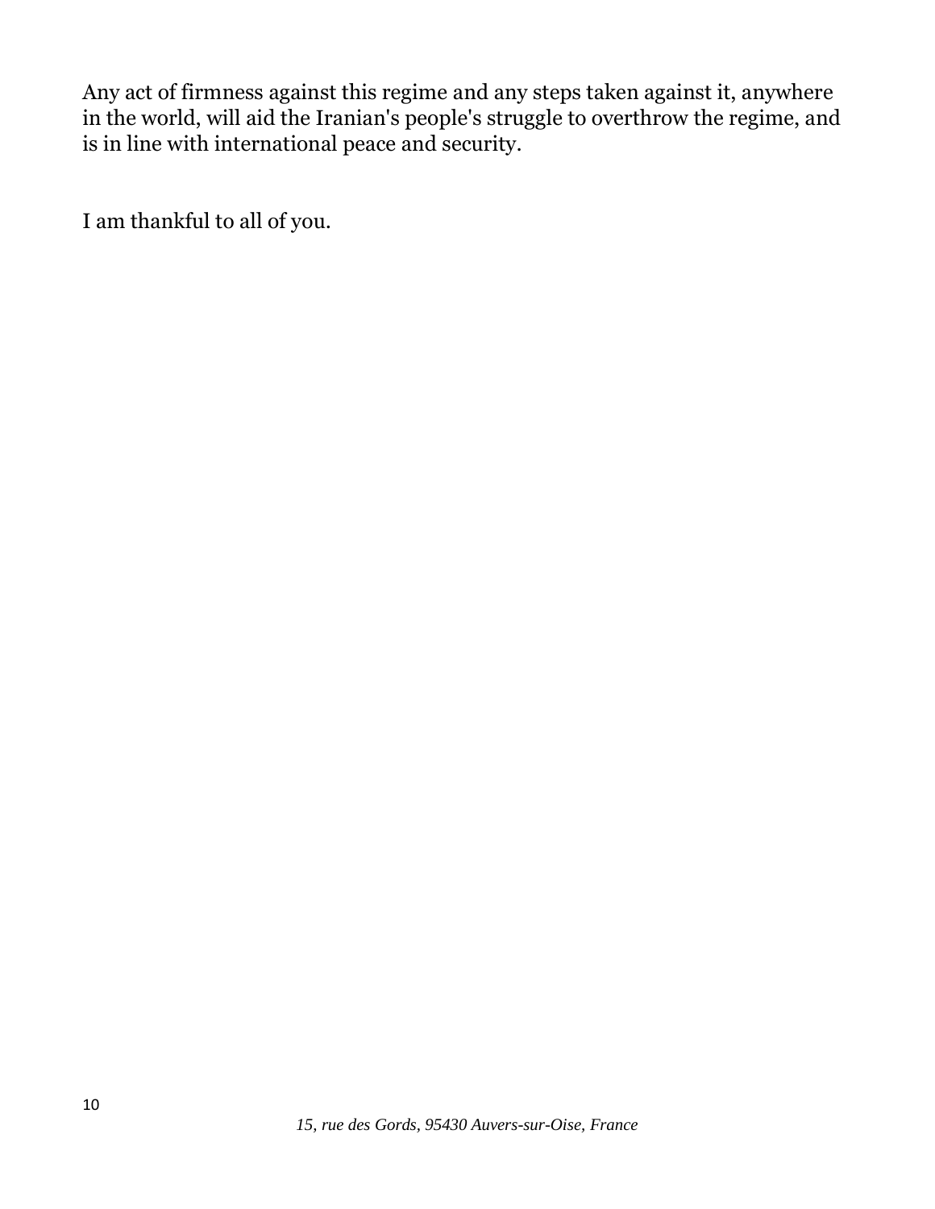Any act of firmness against this regime and any steps taken against it, anywhere in the world, will aid the Iranian's people's struggle to overthrow the regime, and is in line with international peace and security.

I am thankful to all of you.